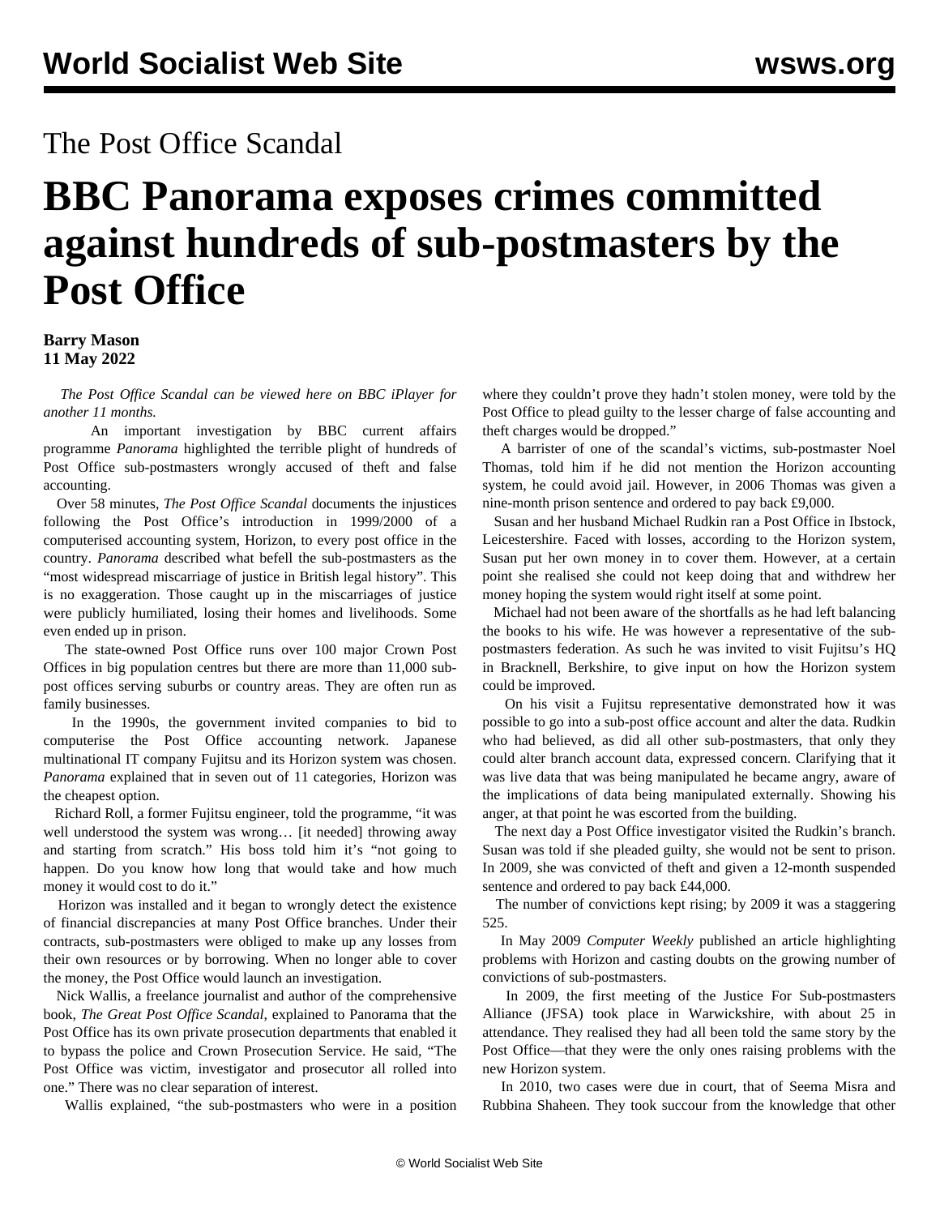The Post Office Scandal

# BBC Panorama exposes crimes committed against hundreds of sub-postmasters by the Post Office

**Barry Mason**
**11 May 2022**

*The Post Office Scandal can be viewed here on BBC iPlayer for another 11 months.*

An important investigation by BBC current affairs programme *Panorama* highlighted the terrible plight of hundreds of Post Office sub-postmasters wrongly accused of theft and false accounting.

Over 58 minutes, *The Post Office Scandal* documents the injustices following the Post Office's introduction in 1999/2000 of a computerised accounting system, Horizon, to every post office in the country. *Panorama* described what befell the sub-postmasters as the "most widespread miscarriage of justice in British legal history". This is no exaggeration. Those caught up in the miscarriages of justice were publicly humiliated, losing their homes and livelihoods. Some even ended up in prison.

The state-owned Post Office runs over 100 major Crown Post Offices in big population centres but there are more than 11,000 sub-post offices serving suburbs or country areas. They are often run as family businesses.

In the 1990s, the government invited companies to bid to computerise the Post Office accounting network. Japanese multinational IT company Fujitsu and its Horizon system was chosen. *Panorama* explained that in seven out of 11 categories, Horizon was the cheapest option.

Richard Roll, a former Fujitsu engineer, told the programme, "it was well understood the system was wrong… [it needed] throwing away and starting from scratch." His boss told him it's "not going to happen. Do you know how long that would take and how much money it would cost to do it."

Horizon was installed and it began to wrongly detect the existence of financial discrepancies at many Post Office branches. Under their contracts, sub-postmasters were obliged to make up any losses from their own resources or by borrowing. When no longer able to cover the money, the Post Office would launch an investigation.

Nick Wallis, a freelance journalist and author of the comprehensive book, *The Great Post Office Scandal*, explained to Panorama that the Post Office has its own private prosecution departments that enabled it to bypass the police and Crown Prosecution Service. He said, "The Post Office was victim, investigator and prosecutor all rolled into one." There was no clear separation of interest.

Wallis explained, "the sub-postmasters who were in a position where they couldn't prove they hadn't stolen money, were told by the Post Office to plead guilty to the lesser charge of false accounting and theft charges would be dropped."

A barrister of one of the scandal's victims, sub-postmaster Noel Thomas, told him if he did not mention the Horizon accounting system, he could avoid jail. However, in 2006 Thomas was given a nine-month prison sentence and ordered to pay back £9,000.

Susan and her husband Michael Rudkin ran a Post Office in Ibstock, Leicestershire. Faced with losses, according to the Horizon system, Susan put her own money in to cover them. However, at a certain point she realised she could not keep doing that and withdrew her money hoping the system would right itself at some point.

Michael had not been aware of the shortfalls as he had left balancing the books to his wife. He was however a representative of the sub-postmasters federation. As such he was invited to visit Fujitsu's HQ in Bracknell, Berkshire, to give input on how the Horizon system could be improved.

On his visit a Fujitsu representative demonstrated how it was possible to go into a sub-post office account and alter the data. Rudkin who had believed, as did all other sub-postmasters, that only they could alter branch account data, expressed concern. Clarifying that it was live data that was being manipulated he became angry, aware of the implications of data being manipulated externally. Showing his anger, at that point he was escorted from the building.

The next day a Post Office investigator visited the Rudkin's branch. Susan was told if she pleaded guilty, she would not be sent to prison. In 2009, she was convicted of theft and given a 12-month suspended sentence and ordered to pay back £44,000.

The number of convictions kept rising; by 2009 it was a staggering 525.

In May 2009 *Computer Weekly* published an article highlighting problems with Horizon and casting doubts on the growing number of convictions of sub-postmasters.

In 2009, the first meeting of the Justice For Sub-postmasters Alliance (JFSA) took place in Warwickshire, with about 25 in attendance. They realised they had all been told the same story by the Post Office—that they were the only ones raising problems with the new Horizon system.

In 2010, two cases were due in court, that of Seema Misra and Rubbina Shaheen. They took succour from the knowledge that other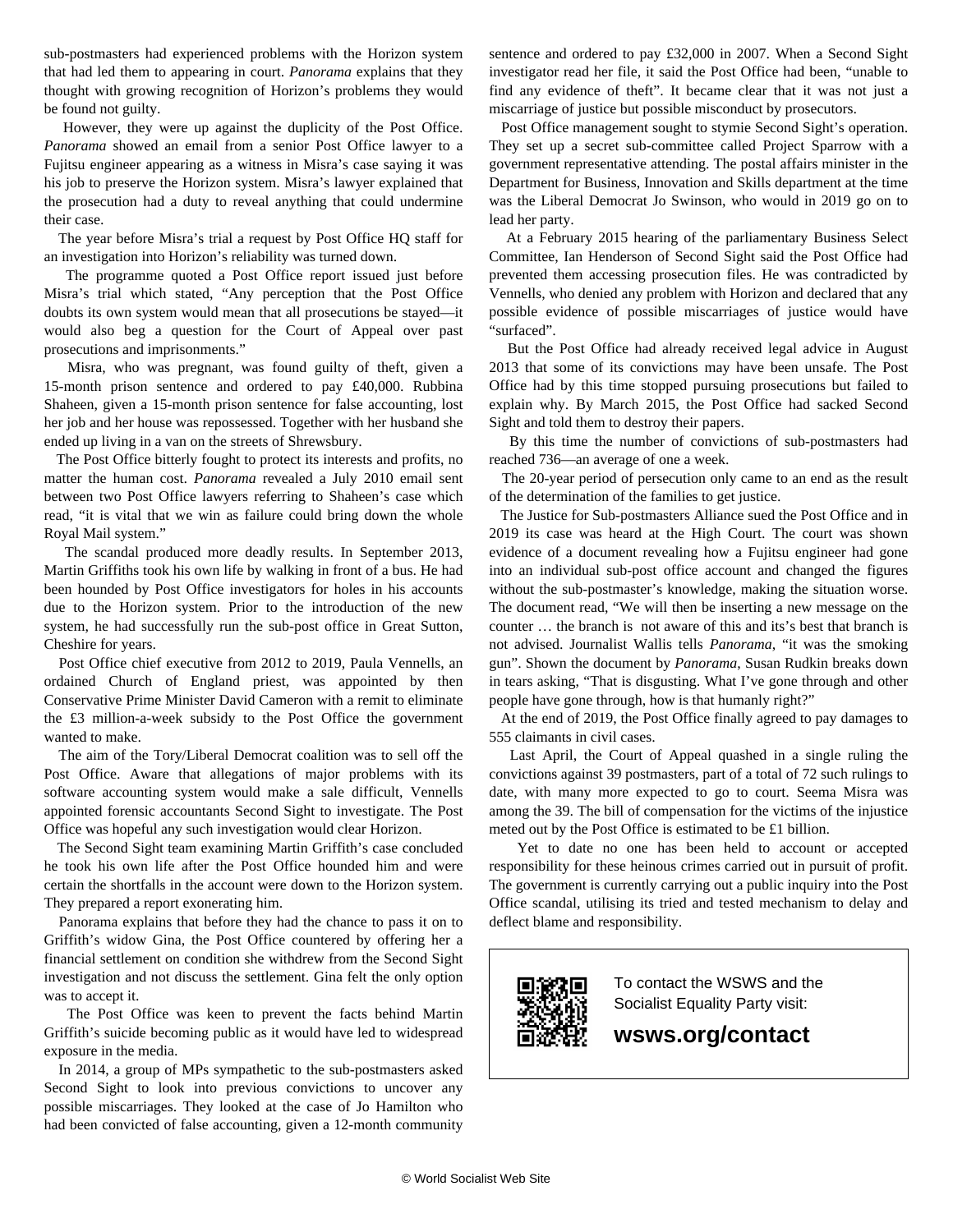sub-postmasters had experienced problems with the Horizon system that had led them to appearing in court. *Panorama* explains that they thought with growing recognition of Horizon's problems they would be found not guilty.

However, they were up against the duplicity of the Post Office. *Panorama* showed an email from a senior Post Office lawyer to a Fujitsu engineer appearing as a witness in Misra's case saying it was his job to preserve the Horizon system. Misra's lawyer explained that the prosecution had a duty to reveal anything that could undermine their case.

The year before Misra's trial a request by Post Office HQ staff for an investigation into Horizon's reliability was turned down.

The programme quoted a Post Office report issued just before Misra's trial which stated, "Any perception that the Post Office doubts its own system would mean that all prosecutions be stayed—it would also beg a question for the Court of Appeal over past prosecutions and imprisonments."

Misra, who was pregnant, was found guilty of theft, given a 15-month prison sentence and ordered to pay £40,000. Rubbina Shaheen, given a 15-month prison sentence for false accounting, lost her job and her house was repossessed. Together with her husband she ended up living in a van on the streets of Shrewsbury.

The Post Office bitterly fought to protect its interests and profits, no matter the human cost. *Panorama* revealed a July 2010 email sent between two Post Office lawyers referring to Shaheen's case which read, "it is vital that we win as failure could bring down the whole Royal Mail system."

The scandal produced more deadly results. In September 2013, Martin Griffiths took his own life by walking in front of a bus. He had been hounded by Post Office investigators for holes in his accounts due to the Horizon system. Prior to the introduction of the new system, he had successfully run the sub-post office in Great Sutton, Cheshire for years.

Post Office chief executive from 2012 to 2019, Paula Vennells, an ordained Church of England priest, was appointed by then Conservative Prime Minister David Cameron with a remit to eliminate the £3 million-a-week subsidy to the Post Office the government wanted to make.

The aim of the Tory/Liberal Democrat coalition was to sell off the Post Office. Aware that allegations of major problems with its software accounting system would make a sale difficult, Vennells appointed forensic accountants Second Sight to investigate. The Post Office was hopeful any such investigation would clear Horizon.

The Second Sight team examining Martin Griffith's case concluded he took his own life after the Post Office hounded him and were certain the shortfalls in the account were down to the Horizon system. They prepared a report exonerating him.

Panorama explains that before they had the chance to pass it on to Griffith's widow Gina, the Post Office countered by offering her a financial settlement on condition she withdrew from the Second Sight investigation and not discuss the settlement. Gina felt the only option was to accept it.

The Post Office was keen to prevent the facts behind Martin Griffith's suicide becoming public as it would have led to widespread exposure in the media.

In 2014, a group of MPs sympathetic to the sub-postmasters asked Second Sight to look into previous convictions to uncover any possible miscarriages. They looked at the case of Jo Hamilton who had been convicted of false accounting, given a 12-month community sentence and ordered to pay £32,000 in 2007. When a Second Sight investigator read her file, it said the Post Office had been, "unable to find any evidence of theft". It became clear that it was not just a miscarriage of justice but possible misconduct by prosecutors.

Post Office management sought to stymie Second Sight's operation. They set up a secret sub-committee called Project Sparrow with a government representative attending. The postal affairs minister in the Department for Business, Innovation and Skills department at the time was the Liberal Democrat Jo Swinson, who would in 2019 go on to lead her party.

At a February 2015 hearing of the parliamentary Business Select Committee, Ian Henderson of Second Sight said the Post Office had prevented them accessing prosecution files. He was contradicted by Vennells, who denied any problem with Horizon and declared that any possible evidence of possible miscarriages of justice would have "surfaced".

But the Post Office had already received legal advice in August 2013 that some of its convictions may have been unsafe. The Post Office had by this time stopped pursuing prosecutions but failed to explain why. By March 2015, the Post Office had sacked Second Sight and told them to destroy their papers.

By this time the number of convictions of sub-postmasters had reached 736—an average of one a week.

The 20-year period of persecution only came to an end as the result of the determination of the families to get justice.

The Justice for Sub-postmasters Alliance sued the Post Office and in 2019 its case was heard at the High Court. The court was shown evidence of a document revealing how a Fujitsu engineer had gone into an individual sub-post office account and changed the figures without the sub-postmaster's knowledge, making the situation worse. The document read, "We will then be inserting a new message on the counter … the branch is not aware of this and its's best that branch is not advised. Journalist Wallis tells *Panorama*, "it was the smoking gun". Shown the document by *Panorama*, Susan Rudkin breaks down in tears asking, "That is disgusting. What I've gone through and other people have gone through, how is that humanly right?"

At the end of 2019, the Post Office finally agreed to pay damages to 555 claimants in civil cases.

Last April, the Court of Appeal quashed in a single ruling the convictions against 39 postmasters, part of a total of 72 such rulings to date, with many more expected to go to court. Seema Misra was among the 39. The bill of compensation for the victims of the injustice meted out by the Post Office is estimated to be £1 billion.

Yet to date no one has been held to account or accepted responsibility for these heinous crimes carried out in pursuit of profit. The government is currently carrying out a public inquiry into the Post Office scandal, utilising its tried and tested mechanism to delay and deflect blame and responsibility.

To contact the WSWS and the Socialist Equality Party visit:

**wsws.org/contact**